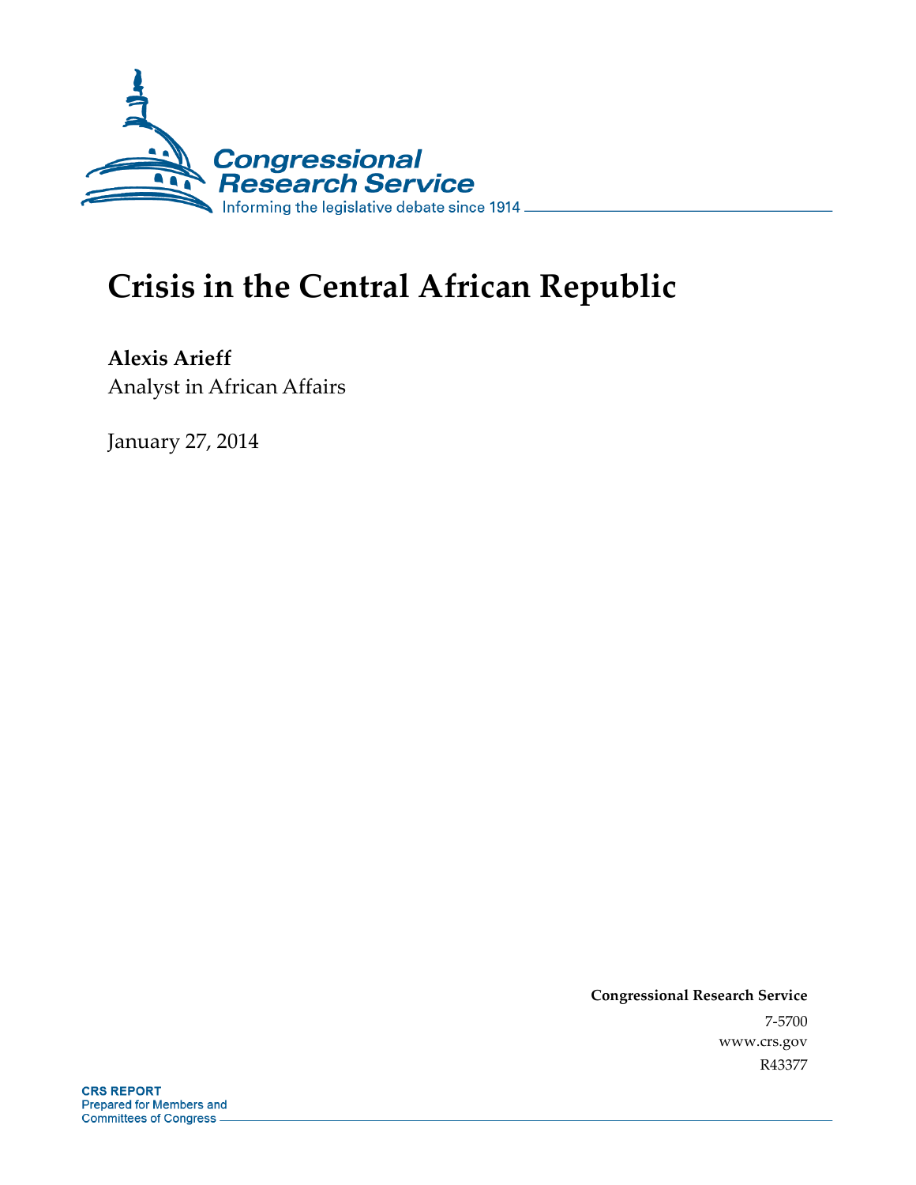Congressional Research Service

Informing the legislative debate since 1914

# Crisis in the Central African Republic

**Alexis Arieff**

Analyst in African Affairs

January 27, 2014

**Congressional Research Service**

7-5700

www.crs.gov

R43377

**CRS REPORT**

Prepared for Members and Committees of Congress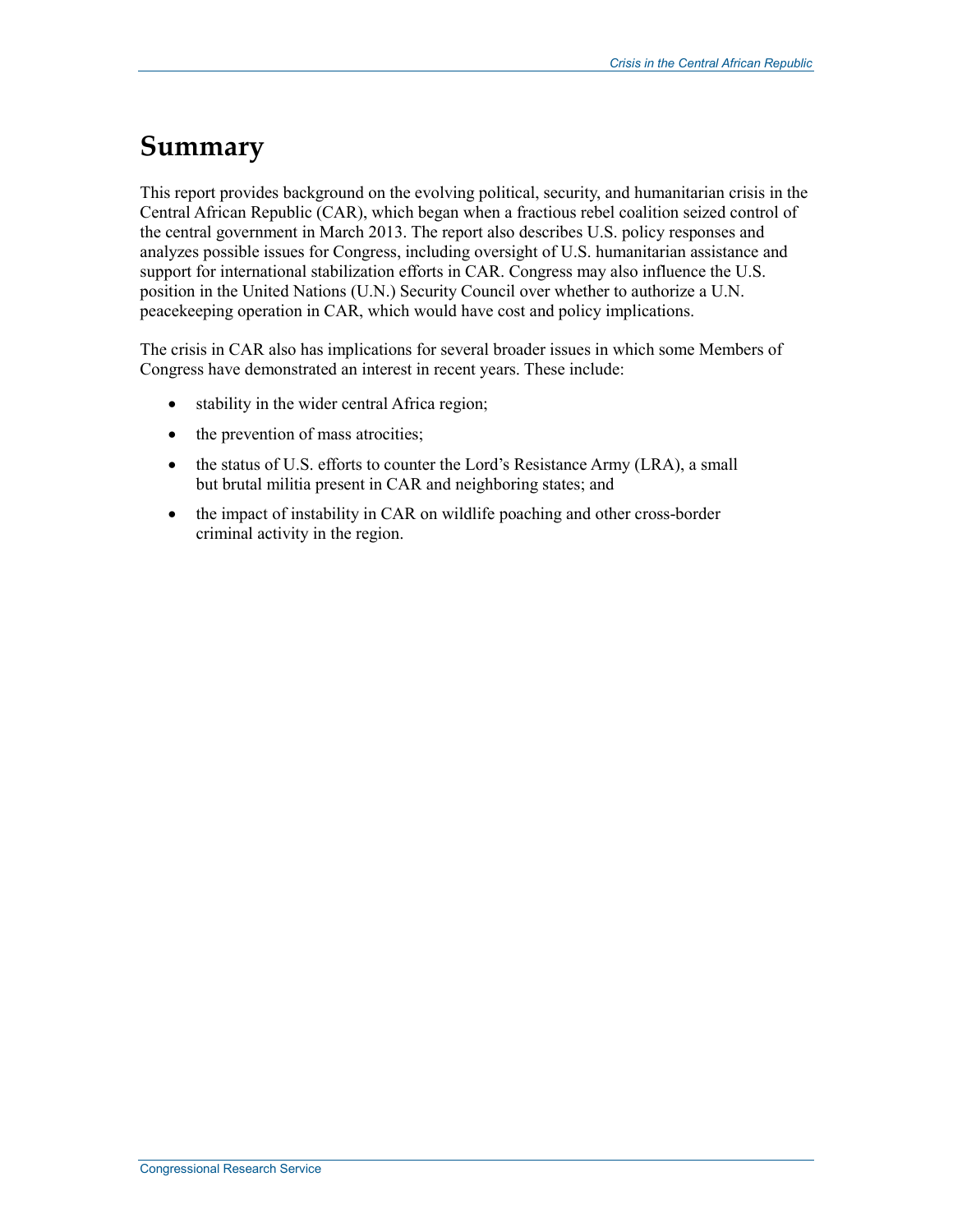# Summary

This report provides background on the evolving political, security, and humanitarian crisis in the Central African Republic (CAR), which began when a fractious rebel coalition seized control of the central government in March 2013. The report also describes U.S. policy responses and analyzes possible issues for Congress, including oversight of U.S. humanitarian assistance and support for international stabilization efforts in CAR. Congress may also influence the U.S. position in the United Nations (U.N.) Security Council over whether to authorize a U.N. peacekeeping operation in CAR, which would have cost and policy implications.

The crisis in CAR also has implications for several broader issues in which some Members of Congress have demonstrated an interest in recent years. These include:

- stability in the wider central Africa region;
- the prevention of mass atrocities;
- the status of U.S. efforts to counter the Lord's Resistance Army (LRA), a small but brutal militia present in CAR and neighboring states; and
- the impact of instability in CAR on wildlife poaching and other cross-border criminal activity in the region.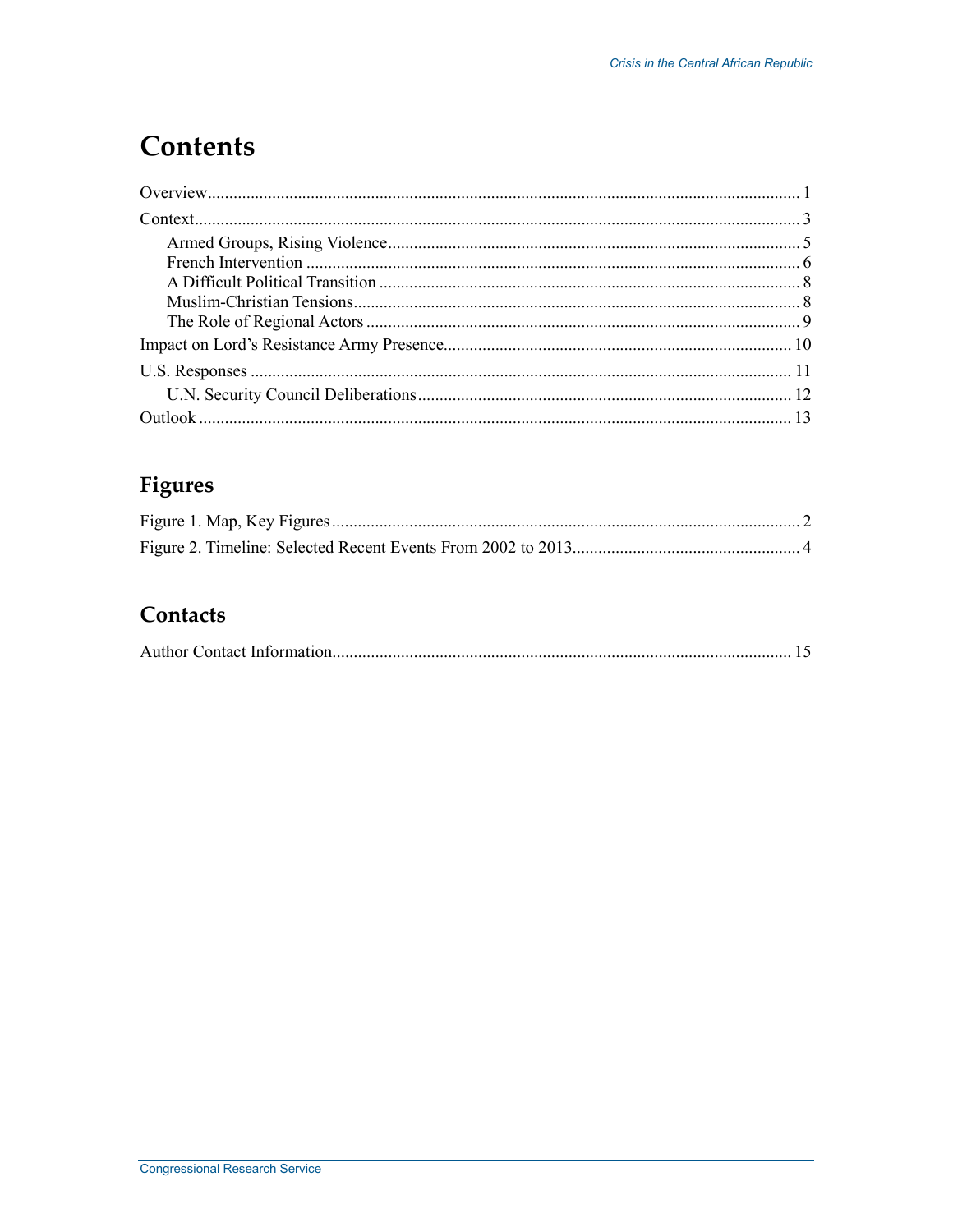# Contents

Overview........................................................................................................................................ 1

Context........................................................................................................................................... 3

- Armed Groups, Rising Violence............................................................................................... 5
- French Intervention ................................................................................................................. 6
- A Difficult Political Transition ................................................................................................. 8
- Muslim-Christian Tensions....................................................................................................... 8
- The Role of Regional Actors .................................................................................................... 9

Impact on Lord's Resistance Army Presence................................................................................ 10

U.S. Responses ............................................................................................................................. 11

- U.N. Security Council Deliberations....................................................................................... 12

Outlook ......................................................................................................................................... 13

## Figures

Figure 1. Map, Key Figures............................................................................................................ 2

Figure 2. Timeline: Selected Recent Events From 2002 to 2013..................................................... 4

## Contacts

Author Contact Information.......................................................................................................... 15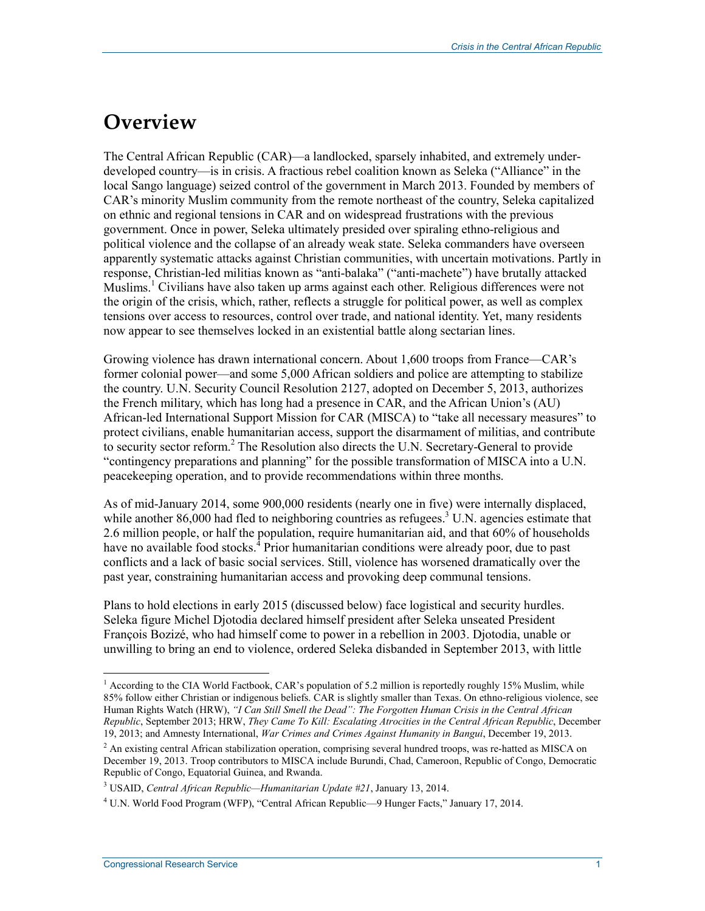# Overview

The Central African Republic (CAR)—a landlocked, sparsely inhabited, and extremely under-developed country—is in crisis. A fractious rebel coalition known as Seleka ("Alliance" in the local Sango language) seized control of the government in March 2013. Founded by members of CAR's minority Muslim community from the remote northeast of the country, Seleka capitalized on ethnic and regional tensions in CAR and on widespread frustrations with the previous government. Once in power, Seleka ultimately presided over spiraling ethno-religious and political violence and the collapse of an already weak state. Seleka commanders have overseen apparently systematic attacks against Christian communities, with uncertain motivations. Partly in response, Christian-led militias known as "anti-balaka" ("anti-machete") have brutally attacked Muslims.[1] Civilians have also taken up arms against each other. Religious differences were not the origin of the crisis, which, rather, reflects a struggle for political power, as well as complex tensions over access to resources, control over trade, and national identity. Yet, many residents now appear to see themselves locked in an existential battle along sectarian lines.

Growing violence has drawn international concern. About 1,600 troops from France—CAR's former colonial power—and some 5,000 African soldiers and police are attempting to stabilize the country. U.N. Security Council Resolution 2127, adopted on December 5, 2013, authorizes the French military, which has long had a presence in CAR, and the African Union's (AU) African-led International Support Mission for CAR (MISCA) to "take all necessary measures" to protect civilians, enable humanitarian access, support the disarmament of militias, and contribute to security sector reform.[2] The Resolution also directs the U.N. Secretary-General to provide "contingency preparations and planning" for the possible transformation of MISCA into a U.N. peacekeeping operation, and to provide recommendations within three months.

As of mid-January 2014, some 900,000 residents (nearly one in five) were internally displaced, while another 86,000 had fled to neighboring countries as refugees.[3] U.N. agencies estimate that 2.6 million people, or half the population, require humanitarian aid, and that 60% of households have no available food stocks.[4] Prior humanitarian conditions were already poor, due to past conflicts and a lack of basic social services. Still, violence has worsened dramatically over the past year, constraining humanitarian access and provoking deep communal tensions.

Plans to hold elections in early 2015 (discussed below) face logistical and security hurdles. Seleka figure Michel Djotodia declared himself president after Seleka unseated President François Bozizé, who had himself come to power in a rebellion in 2003. Djotodia, unable or unwilling to bring an end to violence, ordered Seleka disbanded in September 2013, with little

---

[1] According to the CIA World Factbook, CAR's population of 5.2 million is reportedly roughly 15% Muslim, while 85% follow either Christian or indigenous beliefs. CAR is slightly smaller than Texas. On ethno-religious violence, see Human Rights Watch (HRW), *"I Can Still Smell the Dead": The Forgotten Human Crisis in the Central African Republic*, September 2013; HRW, *They Came To Kill: Escalating Atrocities in the Central African Republic*, December 19, 2013; and Amnesty International, *War Crimes and Crimes Against Humanity in Bangui*, December 19, 2013.

[2] An existing central African stabilization operation, comprising several hundred troops, was re-hatted as MISCA on December 19, 2013. Troop contributors to MISCA include Burundi, Chad, Cameroon, Republic of Congo, Democratic Republic of Congo, Equatorial Guinea, and Rwanda.

[3] USAID, *Central African Republic—Humanitarian Update #21*, January 13, 2014.

[4] U.N. World Food Program (WFP), "Central African Republic—9 Hunger Facts," January 17, 2014.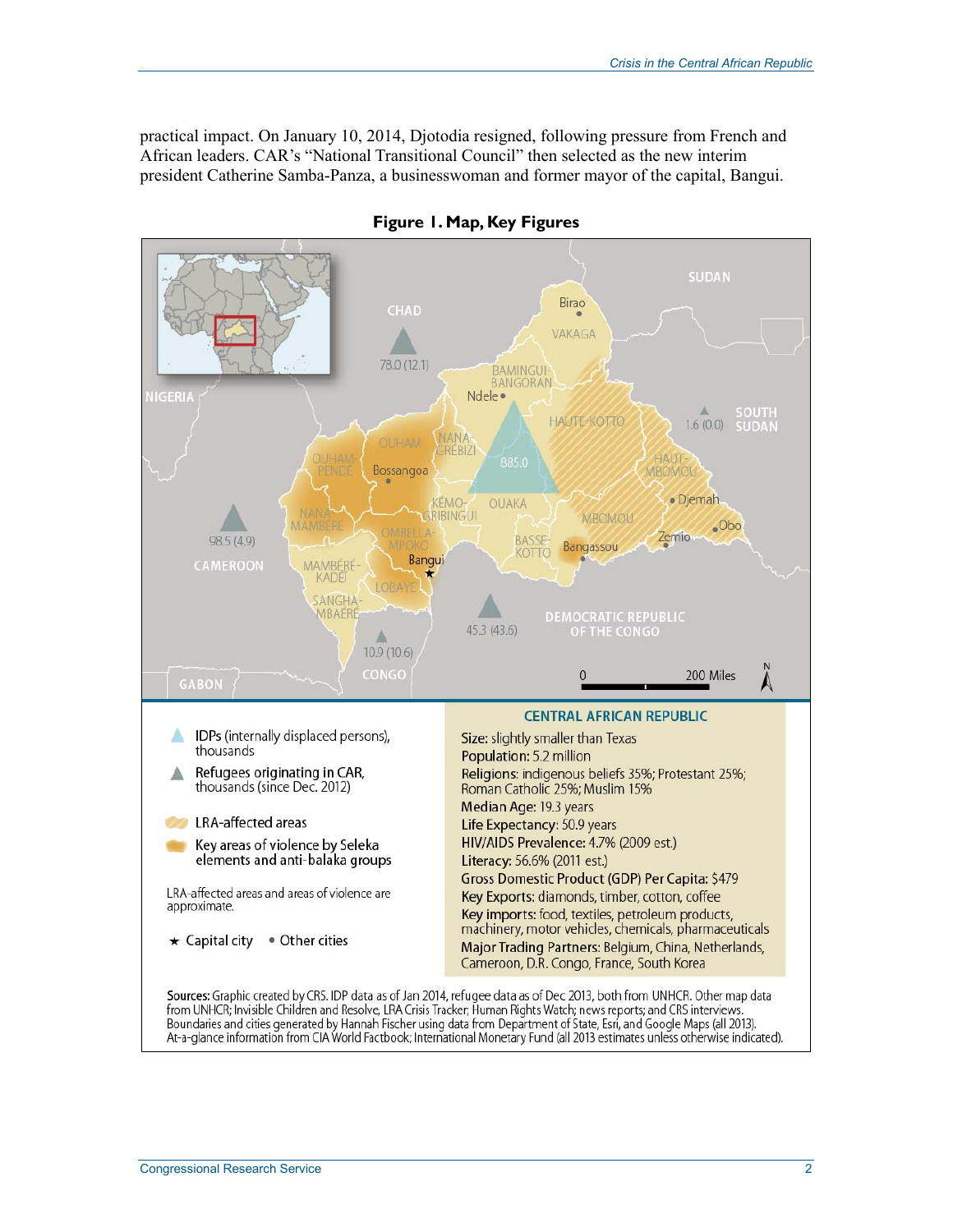practical impact. On January 10, 2014, Djotodia resigned, following pressure from French and African leaders. CAR's "National Transitional Council" then selected as the new interim president Catherine Samba-Panza, a businesswoman and former mayor of the capital, Bangui.

**Figure 1. Map, Key Figures**

SUDAN

CHAD

78.0 (12.1)

Birao

VAKAGA

BAMINGUI-BANGORAN

Ndele

NIGERIA

HAUTE-KOTTO

1.6 (0.0)

SOUTH SUDAN

OUHAM

NANA-GRÉBIZI

OUHAM-PENDE

Bossangoa

885.0

HAUT-MBOMOU

KÉMO-GRIBINGUI

OUAKA

Djemah

NANA-MAMBÉRÉ

MBOMOU

Obo

98.5 (4.9)

OMBELLA-MPOKO

BASSE-KOTTO

Bangassou

Zemio

CAMEROON

MAMBÉRÉ-KADÉÏ

Bangui

LOBAYE

SANGHA-MBAÉRÉ

DEMOCRATIC REPUBLIC OF THE CONGO

45.3 (43.6)

10.9 (10.6)

GABON

CONGO

0 200 Miles

N

IDPs (internally displaced persons), thousands

Refugees originating in CAR, thousands (since Dec. 2012)

LRA-affected areas

Key areas of violence by Seleka elements and anti-balaka groups

LRA-affected areas and areas of violence are approximate.

★ Capital city • Other cities

**CENTRAL AFRICAN REPUBLIC**

**Size:** slightly smaller than Texas
**Population:** 5.2 million
**Religions:** indigenous beliefs 35%; Protestant 25%; Roman Catholic 25%; Muslim 15%
**Median Age:** 19.3 years
**Life Expectancy:** 50.9 years
**HIV/AIDS Prevalence:** 4.7% (2009 est.)
**Literacy:** 56.6% (2011 est.)
**Gross Domestic Product (GDP) Per Capita:** $479
**Key Exports:** diamonds, timber, cotton, coffee
**Key imports:** food, textiles, petroleum products, machinery, motor vehicles, chemicals, pharmaceuticals
**Major Trading Partners:** Belgium, China, Netherlands, Cameroon, D.R. Congo, France, South Korea

**Sources:** Graphic created by CRS. IDP data as of Jan 2014, refugee data as of Dec 2013, both from UNHCR. Other map data from UNHCR; Invisible Children and Resolve, LRA Crisis Tracker; Human Rights Watch; news reports; and CRS interviews. Boundaries and cities generated by Hannah Fischer using data from Department of State, Esri, and Google Maps (all 2013). At-a-glance information from CIA World Factbook; International Monetary Fund (all 2013 estimates unless otherwise indicated).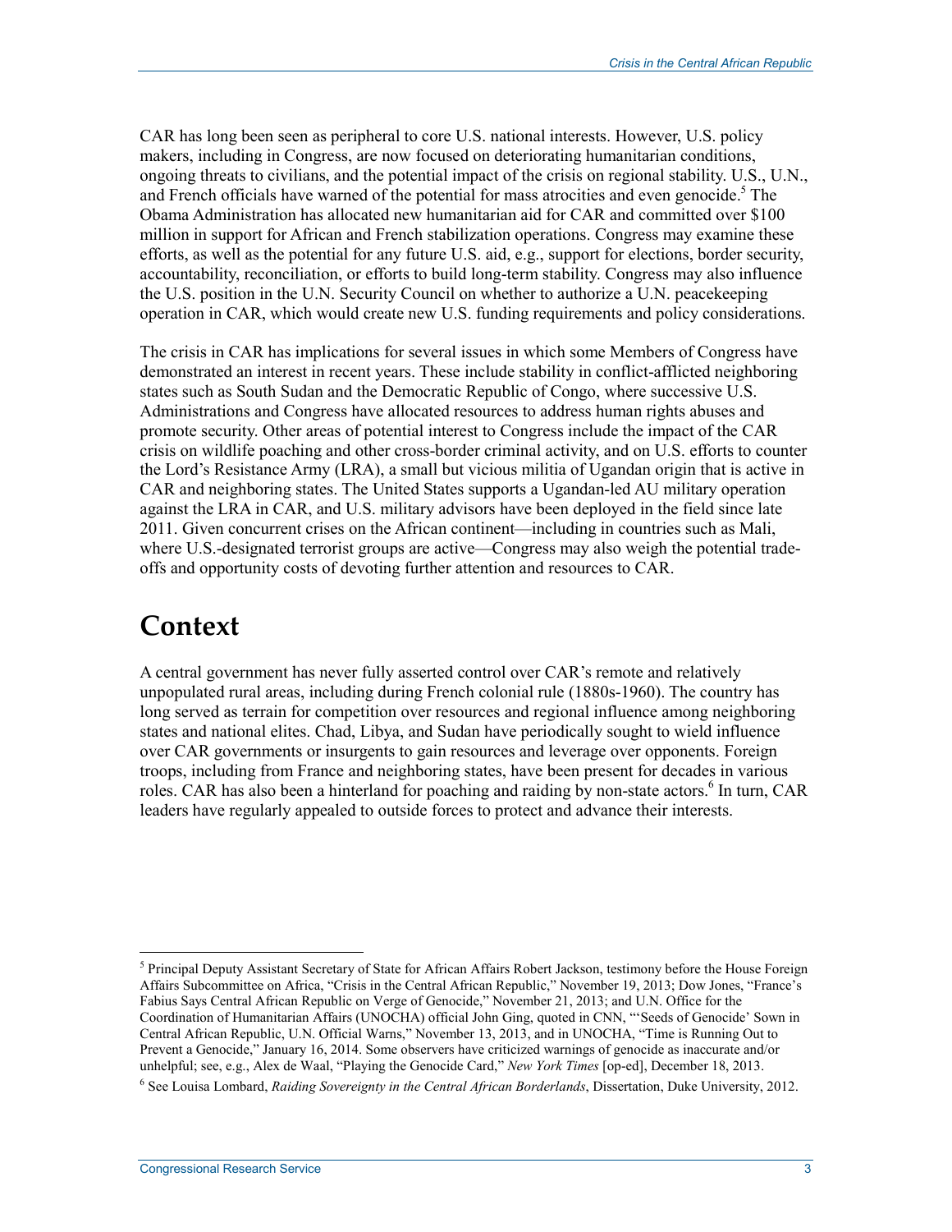CAR has long been seen as peripheral to core U.S. national interests. However, U.S. policy makers, including in Congress, are now focused on deteriorating humanitarian conditions, ongoing threats to civilians, and the potential impact of the crisis on regional stability. U.S., U.N., and French officials have warned of the potential for mass atrocities and even genocide.[5] The Obama Administration has allocated new humanitarian aid for CAR and committed over $100 million in support for African and French stabilization operations. Congress may examine these efforts, as well as the potential for any future U.S. aid, e.g., support for elections, border security, accountability, reconciliation, or efforts to build long-term stability. Congress may also influence the U.S. position in the U.N. Security Council on whether to authorize a U.N. peacekeeping operation in CAR, which would create new U.S. funding requirements and policy considerations.

The crisis in CAR has implications for several issues in which some Members of Congress have demonstrated an interest in recent years. These include stability in conflict-afflicted neighboring states such as South Sudan and the Democratic Republic of Congo, where successive U.S. Administrations and Congress have allocated resources to address human rights abuses and promote security. Other areas of potential interest to Congress include the impact of the CAR crisis on wildlife poaching and other cross-border criminal activity, and on U.S. efforts to counter the Lord's Resistance Army (LRA), a small but vicious militia of Ugandan origin that is active in CAR and neighboring states. The United States supports a Ugandan-led AU military operation against the LRA in CAR, and U.S. military advisors have been deployed in the field since late 2011. Given concurrent crises on the African continent—including in countries such as Mali, where U.S.-designated terrorist groups are active—Congress may also weigh the potential trade-offs and opportunity costs of devoting further attention and resources to CAR.

# Context

A central government has never fully asserted control over CAR's remote and relatively unpopulated rural areas, including during French colonial rule (1880s-1960). The country has long served as terrain for competition over resources and regional influence among neighboring states and national elites. Chad, Libya, and Sudan have periodically sought to wield influence over CAR governments or insurgents to gain resources and leverage over opponents. Foreign troops, including from France and neighboring states, have been present for decades in various roles. CAR has also been a hinterland for poaching and raiding by non-state actors.[6] In turn, CAR leaders have regularly appealed to outside forces to protect and advance their interests.

---

[5] Principal Deputy Assistant Secretary of State for African Affairs Robert Jackson, testimony before the House Foreign Affairs Subcommittee on Africa, "Crisis in the Central African Republic," November 19, 2013; Dow Jones, "France's Fabius Says Central African Republic on Verge of Genocide," November 21, 2013; and U.N. Office for the Coordination of Humanitarian Affairs (UNOCHA) official John Ging, quoted in CNN, "'Seeds of Genocide' Sown in Central African Republic, U.N. Official Warns," November 13, 2013, and in UNOCHA, "Time is Running Out to Prevent a Genocide," January 16, 2014. Some observers have criticized warnings of genocide as inaccurate and/or unhelpful; see, e.g., Alex de Waal, "Playing the Genocide Card," *New York Times* [op-ed], December 18, 2013.

[6] See Louisa Lombard, *Raiding Sovereignty in the Central African Borderlands*, Dissertation, Duke University, 2012.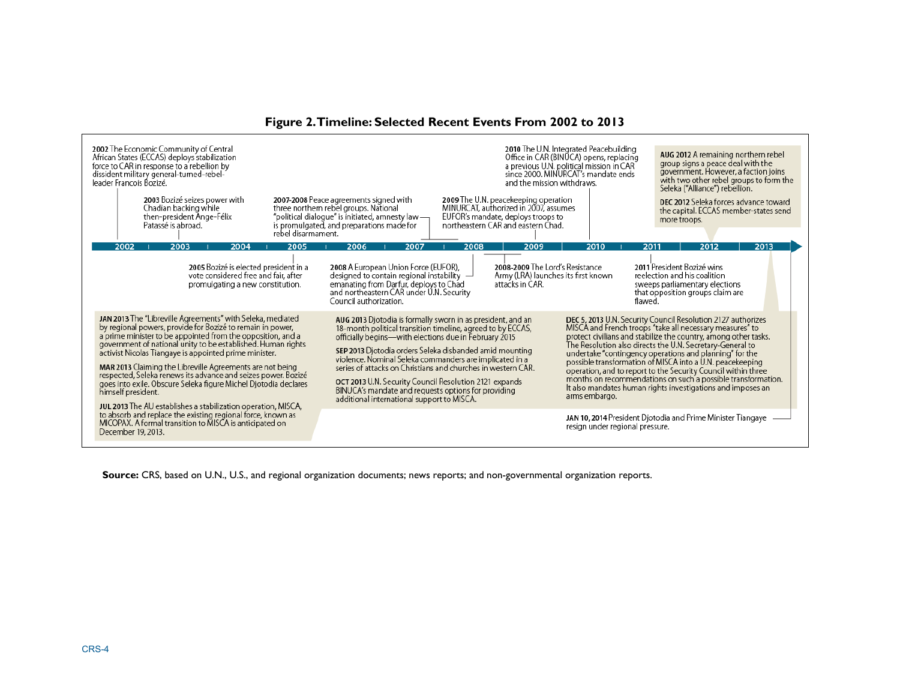**Figure 2. Timeline: Selected Recent Events From 2002 to 2013**

**2002** The Economic Community of Central African States (ECCAS) deploys stabilization force to CAR in response to a rebellion by dissident military general-turned-rebel-leader Francois Bozizé.

**2003** Bozizé seizes power with Chadian backing while then-president Ange-Félix Patassé is abroad.

**2005** Bozizé is elected president in a vote considered free and fair, after promulgating a new constitution.

**2007-2008** Peace agreements signed with three northern rebel groups. National "political dialogue" is initiated, amnesty law is promulgated, and preparations made for rebel disarmament.

**2008** A European Union Force (EUFOR), designed to contain regional instability emanating from Darfur, deploys to Chad and northeastern CAR under U.N. Security Council authorization.

**2008-2009** The Lord's Resistance Army (LRA) launches its first known attacks in CAR.

**2009** The U.N. peacekeeping operation MINURCAT, authorized in 2007, assumes EUFOR's mandate, deploys troops to northeastern CAR and eastern Chad.

**2010** The U.N. Integrated Peacebuilding Office in CAR (BINUCA) opens, replacing a previous U.N. political mission in CAR since 2000. MINURCAT's mandate ends and the mission withdraws.

**2011** President Bozizé wins reelection and his coalition sweeps parliamentary elections that opposition groups claim are flawed.

**AUG 2012** A remaining northern rebel group signs a peace deal with the government. However, a faction joins with two other rebel groups to form the Seleka ("Alliance") rebellion.

**DEC 2012** Seleka forces advance toward the capital. ECCAS member-states send more troops.

**JAN 2013** The "Libreville Agreements" with Seleka, mediated by regional powers, provide for Bozizé to remain in power, a prime minister to be appointed from the opposition, and a government of national unity to be established. Human rights activist Nicolas Tiangaye is appointed prime minister.

**MAR 2013** Claiming the Libreville Agreements are not being respected, Seleka renews its advance and seizes power. Bozizé goes into exile. Obscure Seleka figure Michel Djotodia declares himself president.

**JUL 2013** The AU establishes a stabilization operation, MISCA, to absorb and replace the existing regional force, known as MICOPAX. A formal transition to MISCA is anticipated on December 19, 2013.

**AUG 2013** Djotodia is formally sworn in as president, and an 18-month political transition timeline, agreed to by ECCAS, officially begins—with elections due in February 2015

**SEP 2013** Djotodia orders Seleka disbanded amid mounting violence. Nominal Seleka commanders are implicated in a series of attacks on Christians and churches in western CAR.

**OCT 2013** U.N. Security Council Resolution 2121 expands BINUCA's mandate and requests options for providing additional international support to MISCA.

**DEC 5, 2013** U.N. Security Council Resolution 2127 authorizes MISCA and French troops "take all necessary measures" to protect civilians and stabilize the country, among other tasks. The Resolution also directs the U.N. Secretary-General to undertake "contingency operations and planning" for the possible transformation of MISCA into a U.N. peacekeeping operation, and to report to the Security Council within three months on recommendations on such a possible transformation. It also mandates human rights investigations and imposes an arms embargo.

**JAN 10, 2014** President Djotodia and Prime Minister Tiangaye resign under regional pressure.

**Source:** CRS, based on U.N., U.S., and regional organization documents; news reports; and non-governmental organization reports.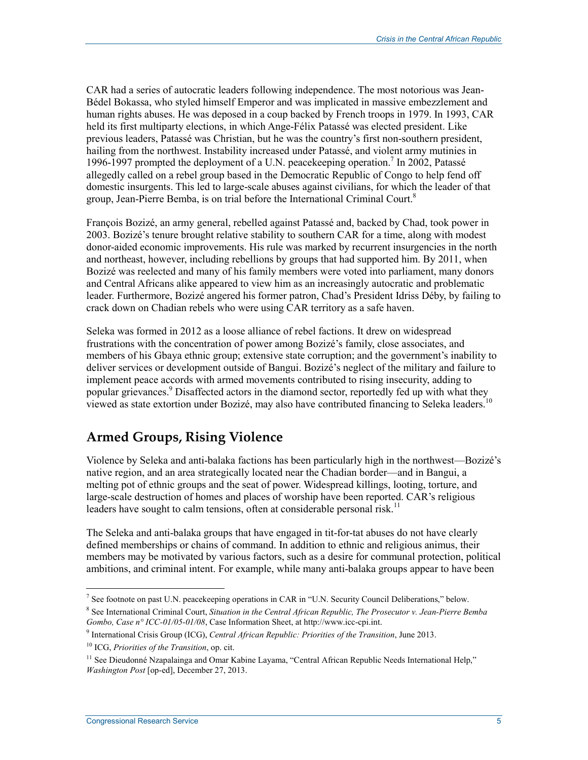CAR had a series of autocratic leaders following independence. The most notorious was Jean-Bédel Bokassa, who styled himself Emperor and was implicated in massive embezzlement and human rights abuses. He was deposed in a coup backed by French troops in 1979. In 1993, CAR held its first multiparty elections, in which Ange-Félix Patassé was elected president. Like previous leaders, Patassé was Christian, but he was the country's first non-southern president, hailing from the northwest. Instability increased under Patassé, and violent army mutinies in 1996-1997 prompted the deployment of a U.N. peacekeeping operation.[7] In 2002, Patassé allegedly called on a rebel group based in the Democratic Republic of Congo to help fend off domestic insurgents. This led to large-scale abuses against civilians, for which the leader of that group, Jean-Pierre Bemba, is on trial before the International Criminal Court.[8]

François Bozizé, an army general, rebelled against Patassé and, backed by Chad, took power in 2003. Bozizé's tenure brought relative stability to southern CAR for a time, along with modest donor-aided economic improvements. His rule was marked by recurrent insurgencies in the north and northeast, however, including rebellions by groups that had supported him. By 2011, when Bozizé was reelected and many of his family members were voted into parliament, many donors and Central Africans alike appeared to view him as an increasingly autocratic and problematic leader. Furthermore, Bozizé angered his former patron, Chad's President Idriss Déby, by failing to crack down on Chadian rebels who were using CAR territory as a safe haven.

Seleka was formed in 2012 as a loose alliance of rebel factions. It drew on widespread frustrations with the concentration of power among Bozizé's family, close associates, and members of his Gbaya ethnic group; extensive state corruption; and the government's inability to deliver services or development outside of Bangui. Bozizé's neglect of the military and failure to implement peace accords with armed movements contributed to rising insecurity, adding to popular grievances.[9] Disaffected actors in the diamond sector, reportedly fed up with what they viewed as state extortion under Bozizé, may also have contributed financing to Seleka leaders.[10]

## Armed Groups, Rising Violence

Violence by Seleka and anti-balaka factions has been particularly high in the northwest—Bozizé's native region, and an area strategically located near the Chadian border—and in Bangui, a melting pot of ethnic groups and the seat of power. Widespread killings, looting, torture, and large-scale destruction of homes and places of worship have been reported. CAR's religious leaders have sought to calm tensions, often at considerable personal risk.[11]

The Seleka and anti-balaka groups that have engaged in tit-for-tat abuses do not have clearly defined memberships or chains of command. In addition to ethnic and religious animus, their members may be motivated by various factors, such as a desire for communal protection, political ambitions, and criminal intent. For example, while many anti-balaka groups appear to have been

---

[7] See footnote on past U.N. peacekeeping operations in CAR in "U.N. Security Council Deliberations," below.

[8] See International Criminal Court, *Situation in the Central African Republic, The Prosecutor v. Jean-Pierre Bemba Gombo, Case n° ICC-01/05-01/08*, Case Information Sheet, at http://www.icc-cpi.int.

[9] International Crisis Group (ICG), *Central African Republic: Priorities of the Transition*, June 2013.

[10] ICG, *Priorities of the Transition*, op. cit.

[11] See Dieudonné Nzapalainga and Omar Kabine Layama, "Central African Republic Needs International Help," *Washington Post* [op-ed], December 27, 2013.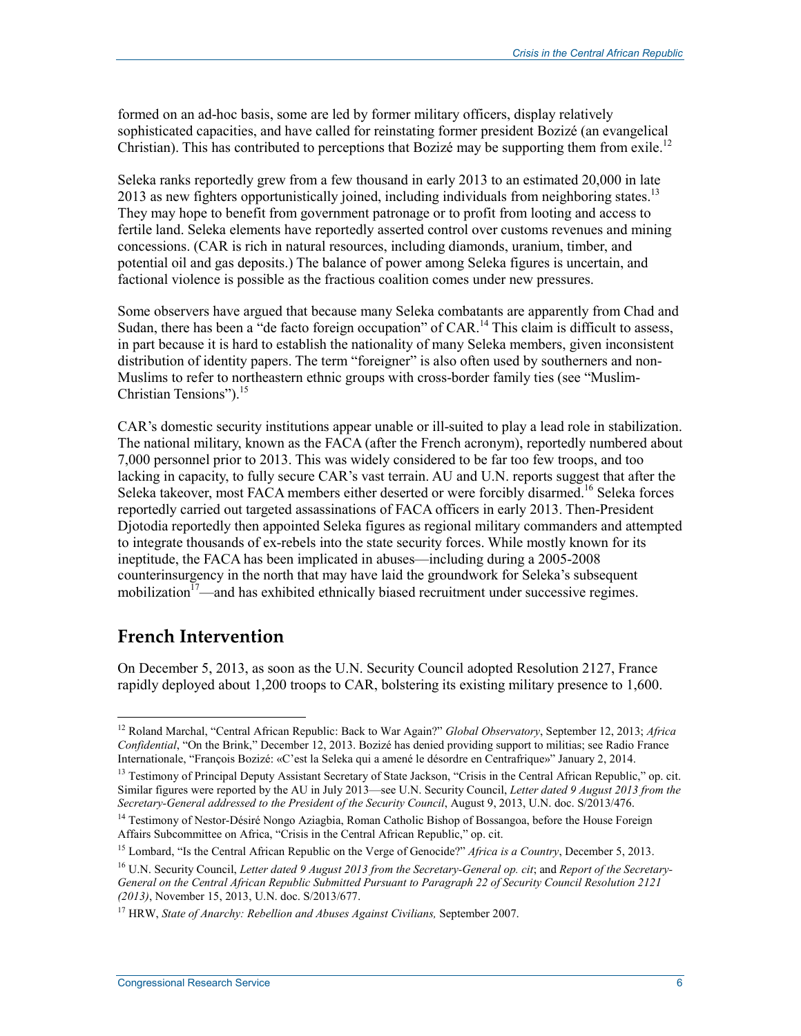formed on an ad-hoc basis, some are led by former military officers, display relatively sophisticated capacities, and have called for reinstating former president Bozizé (an evangelical Christian). This has contributed to perceptions that Bozizé may be supporting them from exile.[12]

Seleka ranks reportedly grew from a few thousand in early 2013 to an estimated 20,000 in late 2013 as new fighters opportunistically joined, including individuals from neighboring states.[13] They may hope to benefit from government patronage or to profit from looting and access to fertile land. Seleka elements have reportedly asserted control over customs revenues and mining concessions. (CAR is rich in natural resources, including diamonds, uranium, timber, and potential oil and gas deposits.) The balance of power among Seleka figures is uncertain, and factional violence is possible as the fractious coalition comes under new pressures.

Some observers have argued that because many Seleka combatants are apparently from Chad and Sudan, there has been a "de facto foreign occupation" of CAR.[14] This claim is difficult to assess, in part because it is hard to establish the nationality of many Seleka members, given inconsistent distribution of identity papers. The term "foreigner" is also often used by southerners and non-Muslims to refer to northeastern ethnic groups with cross-border family ties (see "Muslim-Christian Tensions").[15]

CAR's domestic security institutions appear unable or ill-suited to play a lead role in stabilization. The national military, known as the FACA (after the French acronym), reportedly numbered about 7,000 personnel prior to 2013. This was widely considered to be far too few troops, and too lacking in capacity, to fully secure CAR's vast terrain. AU and U.N. reports suggest that after the Seleka takeover, most FACA members either deserted or were forcibly disarmed.[16] Seleka forces reportedly carried out targeted assassinations of FACA officers in early 2013. Then-President Djotodia reportedly then appointed Seleka figures as regional military commanders and attempted to integrate thousands of ex-rebels into the state security forces. While mostly known for its ineptitude, the FACA has been implicated in abuses—including during a 2005-2008 counterinsurgency in the north that may have laid the groundwork for Seleka's subsequent mobilization[17]—and has exhibited ethnically biased recruitment under successive regimes.

## French Intervention

On December 5, 2013, as soon as the U.N. Security Council adopted Resolution 2127, France rapidly deployed about 1,200 troops to CAR, bolstering its existing military presence to 1,600.

---

[12] Roland Marchal, "Central African Republic: Back to War Again?" *Global Observatory*, September 12, 2013; *Africa Confidential*, "On the Brink," December 12, 2013. Bozizé has denied providing support to militias; see Radio France Internationale, "François Bozizé: «C'est la Seleka qui a amené le désordre en Centrafrique»" January 2, 2014.

[13] Testimony of Principal Deputy Assistant Secretary of State Jackson, "Crisis in the Central African Republic," op. cit. Similar figures were reported by the AU in July 2013—see U.N. Security Council, *Letter dated 9 August 2013 from the Secretary-General addressed to the President of the Security Council*, August 9, 2013, U.N. doc. S/2013/476.

[14] Testimony of Nestor-Désiré Nongo Aziagbia, Roman Catholic Bishop of Bossangoa, before the House Foreign Affairs Subcommittee on Africa, "Crisis in the Central African Republic," op. cit.

[15] Lombard, "Is the Central African Republic on the Verge of Genocide?" *Africa is a Country*, December 5, 2013.

[16] U.N. Security Council, *Letter dated 9 August 2013 from the Secretary-General op. cit*; and *Report of the Secretary-General on the Central African Republic Submitted Pursuant to Paragraph 22 of Security Council Resolution 2121 (2013)*, November 15, 2013, U.N. doc. S/2013/677.

[17] HRW, *State of Anarchy: Rebellion and Abuses Against Civilians,* September 2007.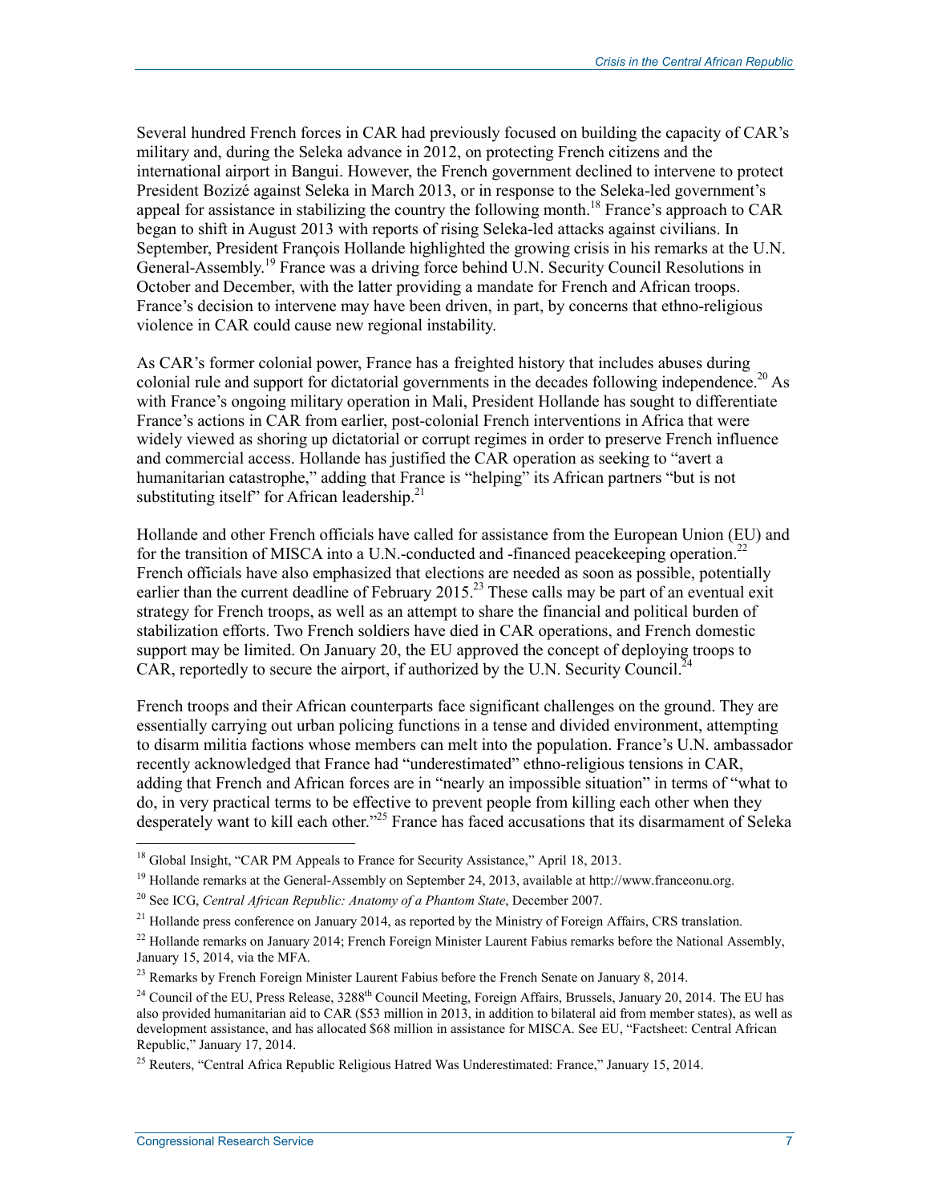Several hundred French forces in CAR had previously focused on building the capacity of CAR's military and, during the Seleka advance in 2012, on protecting French citizens and the international airport in Bangui. However, the French government declined to intervene to protect President Bozizé against Seleka in March 2013, or in response to the Seleka-led government's appeal for assistance in stabilizing the country the following month.[18] France's approach to CAR began to shift in August 2013 with reports of rising Seleka-led attacks against civilians. In September, President François Hollande highlighted the growing crisis in his remarks at the U.N. General-Assembly.[19] France was a driving force behind U.N. Security Council Resolutions in October and December, with the latter providing a mandate for French and African troops. France's decision to intervene may have been driven, in part, by concerns that ethno-religious violence in CAR could cause new regional instability.

As CAR's former colonial power, France has a freighted history that includes abuses during colonial rule and support for dictatorial governments in the decades following independence.[20] As with France's ongoing military operation in Mali, President Hollande has sought to differentiate France's actions in CAR from earlier, post-colonial French interventions in Africa that were widely viewed as shoring up dictatorial or corrupt regimes in order to preserve French influence and commercial access. Hollande has justified the CAR operation as seeking to "avert a humanitarian catastrophe," adding that France is "helping" its African partners "but is not substituting itself" for African leadership.[21]

Hollande and other French officials have called for assistance from the European Union (EU) and for the transition of MISCA into a U.N.-conducted and -financed peacekeeping operation.[22] French officials have also emphasized that elections are needed as soon as possible, potentially earlier than the current deadline of February 2015.[23] These calls may be part of an eventual exit strategy for French troops, as well as an attempt to share the financial and political burden of stabilization efforts. Two French soldiers have died in CAR operations, and French domestic support may be limited. On January 20, the EU approved the concept of deploying troops to CAR, reportedly to secure the airport, if authorized by the U.N. Security Council.[24]

French troops and their African counterparts face significant challenges on the ground. They are essentially carrying out urban policing functions in a tense and divided environment, attempting to disarm militia factions whose members can melt into the population. France's U.N. ambassador recently acknowledged that France had "underestimated" ethno-religious tensions in CAR, adding that French and African forces are in "nearly an impossible situation" in terms of "what to do, in very practical terms to be effective to prevent people from killing each other when they desperately want to kill each other."[25] France has faced accusations that its disarmament of Seleka

---

[18] Global Insight, "CAR PM Appeals to France for Security Assistance," April 18, 2013.

[19] Hollande remarks at the General-Assembly on September 24, 2013, available at http://www.franceonu.org.

[20] See ICG, *Central African Republic: Anatomy of a Phantom State*, December 2007.

[21] Hollande press conference on January 2014, as reported by the Ministry of Foreign Affairs, CRS translation.

[22] Hollande remarks on January 2014; French Foreign Minister Laurent Fabius remarks before the National Assembly, January 15, 2014, via the MFA.

[23] Remarks by French Foreign Minister Laurent Fabius before the French Senate on January 8, 2014.

[24] Council of the EU, Press Release, 3288th Council Meeting, Foreign Affairs, Brussels, January 20, 2014. The EU has also provided humanitarian aid to CAR ($53 million in 2013, in addition to bilateral aid from member states), as well as development assistance, and has allocated $68 million in assistance for MISCA. See EU, "Factsheet: Central African Republic," January 17, 2014.

[25] Reuters, "Central Africa Republic Religious Hatred Was Underestimated: France," January 15, 2014.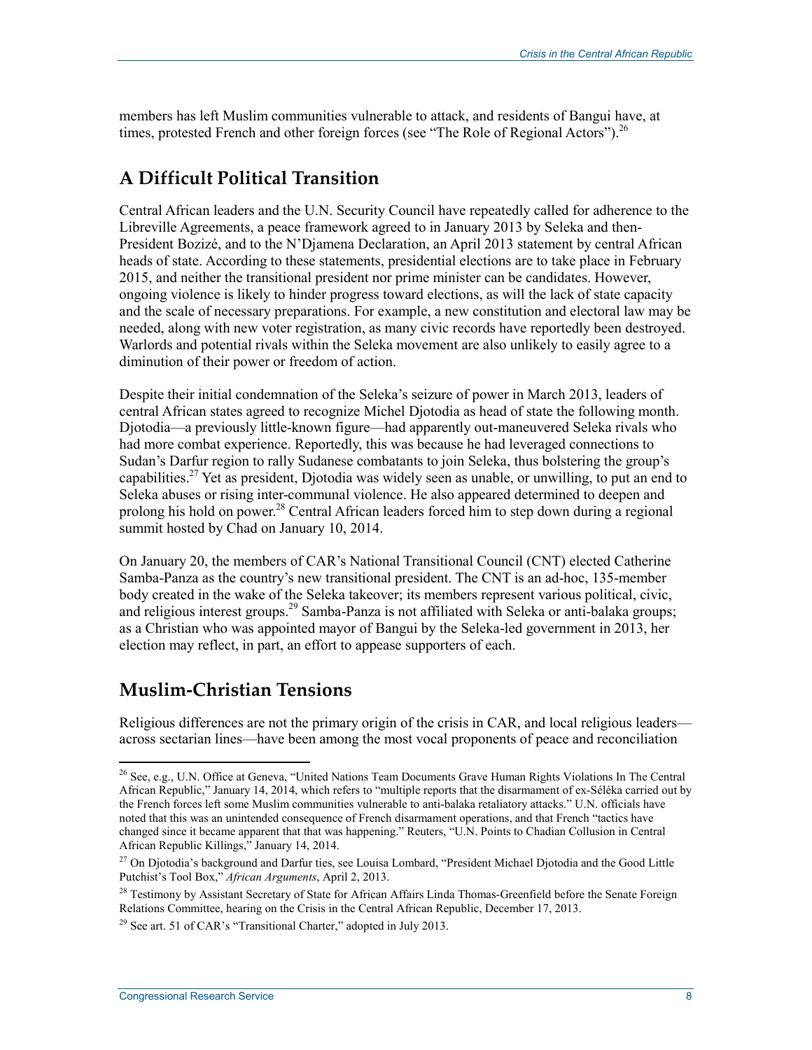members has left Muslim communities vulnerable to attack, and residents of Bangui have, at times, protested French and other foreign forces (see "The Role of Regional Actors").[26]

## A Difficult Political Transition

Central African leaders and the U.N. Security Council have repeatedly called for adherence to the Libreville Agreements, a peace framework agreed to in January 2013 by Seleka and then-President Bozizé, and to the N'Djamena Declaration, an April 2013 statement by central African heads of state. According to these statements, presidential elections are to take place in February 2015, and neither the transitional president nor prime minister can be candidates. However, ongoing violence is likely to hinder progress toward elections, as will the lack of state capacity and the scale of necessary preparations. For example, a new constitution and electoral law may be needed, along with new voter registration, as many civic records have reportedly been destroyed. Warlords and potential rivals within the Seleka movement are also unlikely to easily agree to a diminution of their power or freedom of action.

Despite their initial condemnation of the Seleka's seizure of power in March 2013, leaders of central African states agreed to recognize Michel Djotodia as head of state the following month. Djotodia—a previously little-known figure—had apparently out-maneuvered Seleka rivals who had more combat experience. Reportedly, this was because he had leveraged connections to Sudan's Darfur region to rally Sudanese combatants to join Seleka, thus bolstering the group's capabilities.[27] Yet as president, Djotodia was widely seen as unable, or unwilling, to put an end to Seleka abuses or rising inter-communal violence. He also appeared determined to deepen and prolong his hold on power.[28] Central African leaders forced him to step down during a regional summit hosted by Chad on January 10, 2014.

On January 20, the members of CAR's National Transitional Council (CNT) elected Catherine Samba-Panza as the country's new transitional president. The CNT is an ad-hoc, 135-member body created in the wake of the Seleka takeover; its members represent various political, civic, and religious interest groups.[29] Samba-Panza is not affiliated with Seleka or anti-balaka groups; as a Christian who was appointed mayor of Bangui by the Seleka-led government in 2013, her election may reflect, in part, an effort to appease supporters of each.

## Muslim-Christian Tensions

Religious differences are not the primary origin of the crisis in CAR, and local religious leaders—across sectarian lines—have been among the most vocal proponents of peace and reconciliation

---

[26] See, e.g., U.N. Office at Geneva, "United Nations Team Documents Grave Human Rights Violations In The Central African Republic," January 14, 2014, which refers to "multiple reports that the disarmament of ex-Séléka carried out by the French forces left some Muslim communities vulnerable to anti-balaka retaliatory attacks." U.N. officials have noted that this was an unintended consequence of French disarmament operations, and that French "tactics have changed since it became apparent that that was happening." Reuters, "U.N. Points to Chadian Collusion in Central African Republic Killings," January 14, 2014.

[27] On Djotodia's background and Darfur ties, see Louisa Lombard, "President Michael Djotodia and the Good Little Putchist's Tool Box," *African Arguments*, April 2, 2013.

[28] Testimony by Assistant Secretary of State for African Affairs Linda Thomas-Greenfield before the Senate Foreign Relations Committee, hearing on the Crisis in the Central African Republic, December 17, 2013.

[29] See art. 51 of CAR's "Transitional Charter," adopted in July 2013.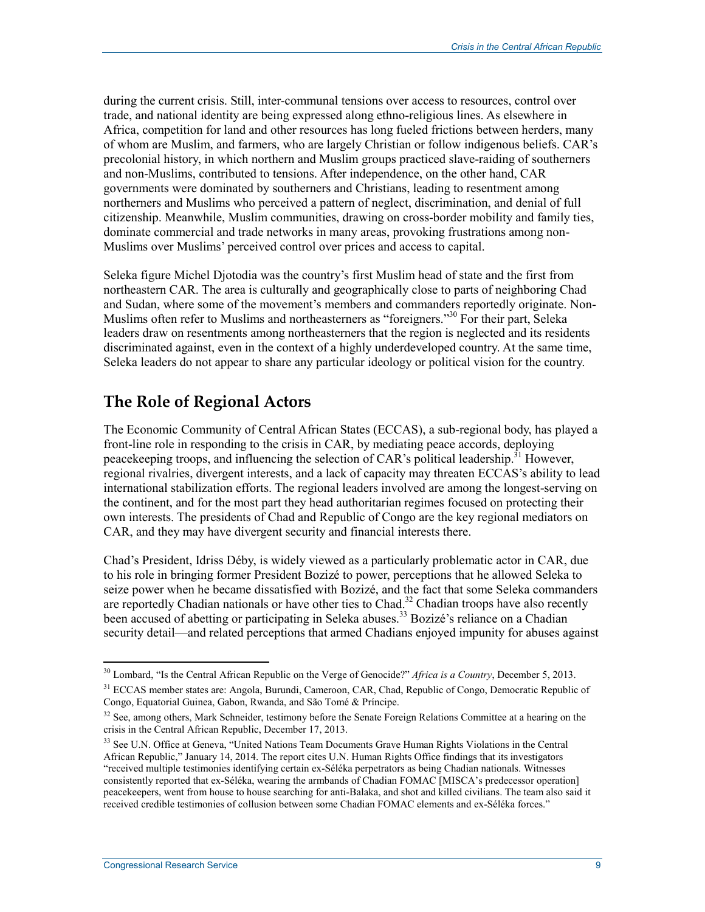during the current crisis. Still, inter-communal tensions over access to resources, control over trade, and national identity are being expressed along ethno-religious lines. As elsewhere in Africa, competition for land and other resources has long fueled frictions between herders, many of whom are Muslim, and farmers, who are largely Christian or follow indigenous beliefs. CAR's precolonial history, in which northern and Muslim groups practiced slave-raiding of southerners and non-Muslims, contributed to tensions. After independence, on the other hand, CAR governments were dominated by southerners and Christians, leading to resentment among northerners and Muslims who perceived a pattern of neglect, discrimination, and denial of full citizenship. Meanwhile, Muslim communities, drawing on cross-border mobility and family ties, dominate commercial and trade networks in many areas, provoking frustrations among non-Muslims over Muslims' perceived control over prices and access to capital.

Seleka figure Michel Djotodia was the country's first Muslim head of state and the first from northeastern CAR. The area is culturally and geographically close to parts of neighboring Chad and Sudan, where some of the movement's members and commanders reportedly originate. Non-Muslims often refer to Muslims and northeasterners as "foreigners."[30] For their part, Seleka leaders draw on resentments among northeasterners that the region is neglected and its residents discriminated against, even in the context of a highly underdeveloped country. At the same time, Seleka leaders do not appear to share any particular ideology or political vision for the country.

## The Role of Regional Actors

The Economic Community of Central African States (ECCAS), a sub-regional body, has played a front-line role in responding to the crisis in CAR, by mediating peace accords, deploying peacekeeping troops, and influencing the selection of CAR's political leadership.[31] However, regional rivalries, divergent interests, and a lack of capacity may threaten ECCAS's ability to lead international stabilization efforts. The regional leaders involved are among the longest-serving on the continent, and for the most part they head authoritarian regimes focused on protecting their own interests. The presidents of Chad and Republic of Congo are the key regional mediators on CAR, and they may have divergent security and financial interests there.

Chad's President, Idriss Déby, is widely viewed as a particularly problematic actor in CAR, due to his role in bringing former President Bozizé to power, perceptions that he allowed Seleka to seize power when he became dissatisfied with Bozizé, and the fact that some Seleka commanders are reportedly Chadian nationals or have other ties to Chad.[32] Chadian troops have also recently been accused of abetting or participating in Seleka abuses.[33] Bozizé's reliance on a Chadian security detail—and related perceptions that armed Chadians enjoyed impunity for abuses against

---

[30] Lombard, "Is the Central African Republic on the Verge of Genocide?" *Africa is a Country*, December 5, 2013.

[31] ECCAS member states are: Angola, Burundi, Cameroon, CAR, Chad, Republic of Congo, Democratic Republic of Congo, Equatorial Guinea, Gabon, Rwanda, and São Tomé & Príncipe.

[32] See, among others, Mark Schneider, testimony before the Senate Foreign Relations Committee at a hearing on the crisis in the Central African Republic, December 17, 2013.

[33] See U.N. Office at Geneva, "United Nations Team Documents Grave Human Rights Violations in the Central African Republic," January 14, 2014. The report cites U.N. Human Rights Office findings that its investigators "received multiple testimonies identifying certain ex-Séléka perpetrators as being Chadian nationals. Witnesses consistently reported that ex-Séléka, wearing the armbands of Chadian FOMAC [MISCA's predecessor operation] peacekeepers, went from house to house searching for anti-Balaka, and shot and killed civilians. The team also said it received credible testimonies of collusion between some Chadian FOMAC elements and ex-Séléka forces."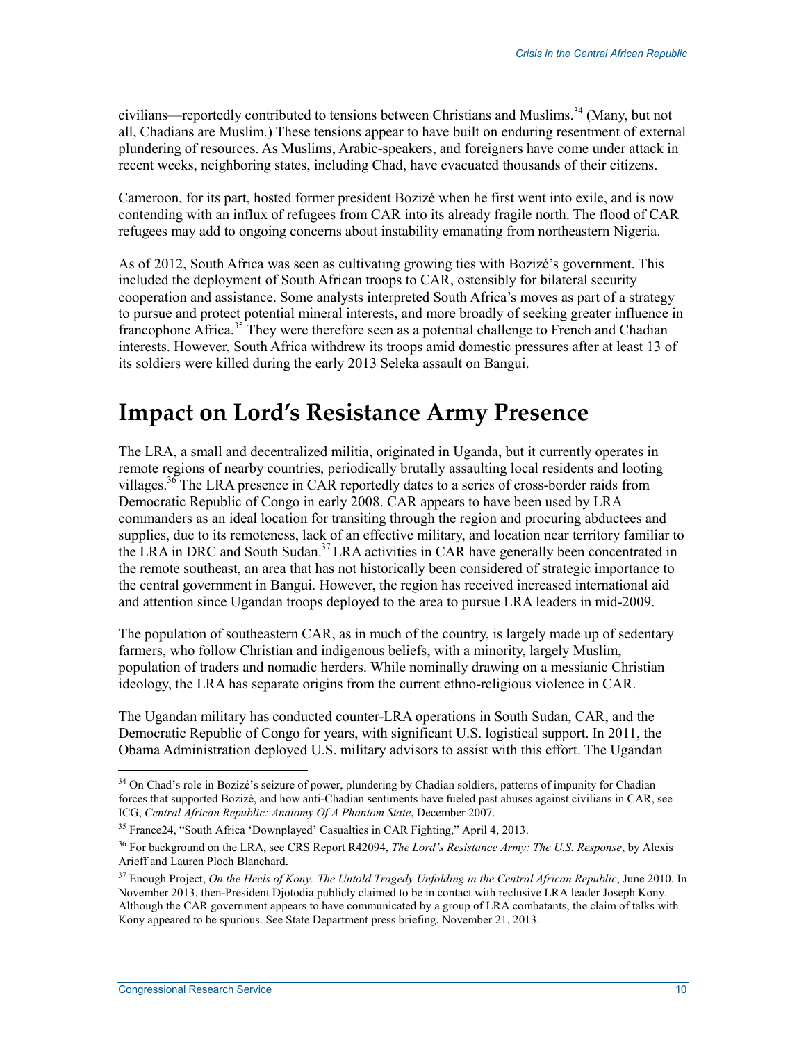civilians—reportedly contributed to tensions between Christians and Muslims.[34] (Many, but not all, Chadians are Muslim.) These tensions appear to have built on enduring resentment of external plundering of resources. As Muslims, Arabic-speakers, and foreigners have come under attack in recent weeks, neighboring states, including Chad, have evacuated thousands of their citizens.

Cameroon, for its part, hosted former president Bozizé when he first went into exile, and is now contending with an influx of refugees from CAR into its already fragile north. The flood of CAR refugees may add to ongoing concerns about instability emanating from northeastern Nigeria.

As of 2012, South Africa was seen as cultivating growing ties with Bozizé's government. This included the deployment of South African troops to CAR, ostensibly for bilateral security cooperation and assistance. Some analysts interpreted South Africa's moves as part of a strategy to pursue and protect potential mineral interests, and more broadly of seeking greater influence in francophone Africa.[35] They were therefore seen as a potential challenge to French and Chadian interests. However, South Africa withdrew its troops amid domestic pressures after at least 13 of its soldiers were killed during the early 2013 Seleka assault on Bangui.

# Impact on Lord's Resistance Army Presence

The LRA, a small and decentralized militia, originated in Uganda, but it currently operates in remote regions of nearby countries, periodically brutally assaulting local residents and looting villages.[36] The LRA presence in CAR reportedly dates to a series of cross-border raids from Democratic Republic of Congo in early 2008. CAR appears to have been used by LRA commanders as an ideal location for transiting through the region and procuring abductees and supplies, due to its remoteness, lack of an effective military, and location near territory familiar to the LRA in DRC and South Sudan.[37] LRA activities in CAR have generally been concentrated in the remote southeast, an area that has not historically been considered of strategic importance to the central government in Bangui. However, the region has received increased international aid and attention since Ugandan troops deployed to the area to pursue LRA leaders in mid-2009.

The population of southeastern CAR, as in much of the country, is largely made up of sedentary farmers, who follow Christian and indigenous beliefs, with a minority, largely Muslim, population of traders and nomadic herders. While nominally drawing on a messianic Christian ideology, the LRA has separate origins from the current ethno-religious violence in CAR.

The Ugandan military has conducted counter-LRA operations in South Sudan, CAR, and the Democratic Republic of Congo for years, with significant U.S. logistical support. In 2011, the Obama Administration deployed U.S. military advisors to assist with this effort. The Ugandan

---

[34] On Chad's role in Bozizé's seizure of power, plundering by Chadian soldiers, patterns of impunity for Chadian forces that supported Bozizé, and how anti-Chadian sentiments have fueled past abuses against civilians in CAR, see ICG, *Central African Republic: Anatomy Of A Phantom State*, December 2007.

[35] France24, "South Africa 'Downplayed' Casualties in CAR Fighting," April 4, 2013.

[36] For background on the LRA, see CRS Report R42094, *The Lord's Resistance Army: The U.S. Response*, by Alexis Arieff and Lauren Ploch Blanchard.

[37] Enough Project, *On the Heels of Kony: The Untold Tragedy Unfolding in the Central African Republic*, June 2010. In November 2013, then-President Djotodia publicly claimed to be in contact with reclusive LRA leader Joseph Kony. Although the CAR government appears to have communicated by a group of LRA combatants, the claim of talks with Kony appeared to be spurious. See State Department press briefing, November 21, 2013.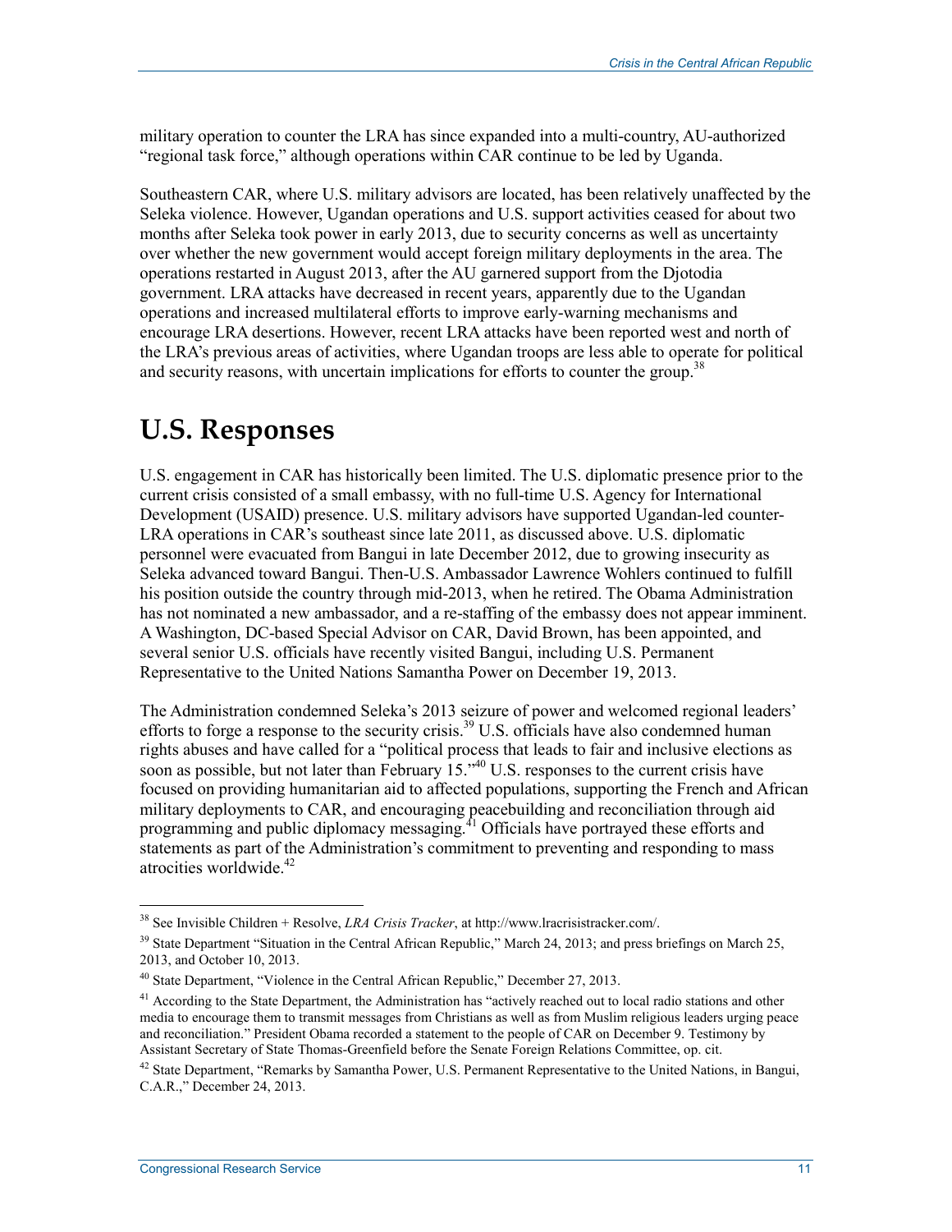military operation to counter the LRA has since expanded into a multi-country, AU-authorized "regional task force," although operations within CAR continue to be led by Uganda.

Southeastern CAR, where U.S. military advisors are located, has been relatively unaffected by the Seleka violence. However, Ugandan operations and U.S. support activities ceased for about two months after Seleka took power in early 2013, due to security concerns as well as uncertainty over whether the new government would accept foreign military deployments in the area. The operations restarted in August 2013, after the AU garnered support from the Djotodia government. LRA attacks have decreased in recent years, apparently due to the Ugandan operations and increased multilateral efforts to improve early-warning mechanisms and encourage LRA desertions. However, recent LRA attacks have been reported west and north of the LRA's previous areas of activities, where Ugandan troops are less able to operate for political and security reasons, with uncertain implications for efforts to counter the group.[38]

# U.S. Responses

U.S. engagement in CAR has historically been limited. The U.S. diplomatic presence prior to the current crisis consisted of a small embassy, with no full-time U.S. Agency for International Development (USAID) presence. U.S. military advisors have supported Ugandan-led counter-LRA operations in CAR's southeast since late 2011, as discussed above. U.S. diplomatic personnel were evacuated from Bangui in late December 2012, due to growing insecurity as Seleka advanced toward Bangui. Then-U.S. Ambassador Lawrence Wohlers continued to fulfill his position outside the country through mid-2013, when he retired. The Obama Administration has not nominated a new ambassador, and a re-staffing of the embassy does not appear imminent. A Washington, DC-based Special Advisor on CAR, David Brown, has been appointed, and several senior U.S. officials have recently visited Bangui, including U.S. Permanent Representative to the United Nations Samantha Power on December 19, 2013.

The Administration condemned Seleka's 2013 seizure of power and welcomed regional leaders' efforts to forge a response to the security crisis.[39] U.S. officials have also condemned human rights abuses and have called for a "political process that leads to fair and inclusive elections as soon as possible, but not later than February 15."[40] U.S. responses to the current crisis have focused on providing humanitarian aid to affected populations, supporting the French and African military deployments to CAR, and encouraging peacebuilding and reconciliation through aid programming and public diplomacy messaging.[41] Officials have portrayed these efforts and statements as part of the Administration's commitment to preventing and responding to mass atrocities worldwide.[42]

---

[38] See Invisible Children + Resolve, *LRA Crisis Tracker*, at http://www.lracrisistracker.com/.

[39] State Department "Situation in the Central African Republic," March 24, 2013; and press briefings on March 25, 2013, and October 10, 2013.

[40] State Department, "Violence in the Central African Republic," December 27, 2013.

[41] According to the State Department, the Administration has "actively reached out to local radio stations and other media to encourage them to transmit messages from Christians as well as from Muslim religious leaders urging peace and reconciliation." President Obama recorded a statement to the people of CAR on December 9. Testimony by Assistant Secretary of State Thomas-Greenfield before the Senate Foreign Relations Committee, op. cit.

[42] State Department, "Remarks by Samantha Power, U.S. Permanent Representative to the United Nations, in Bangui, C.A.R.," December 24, 2013.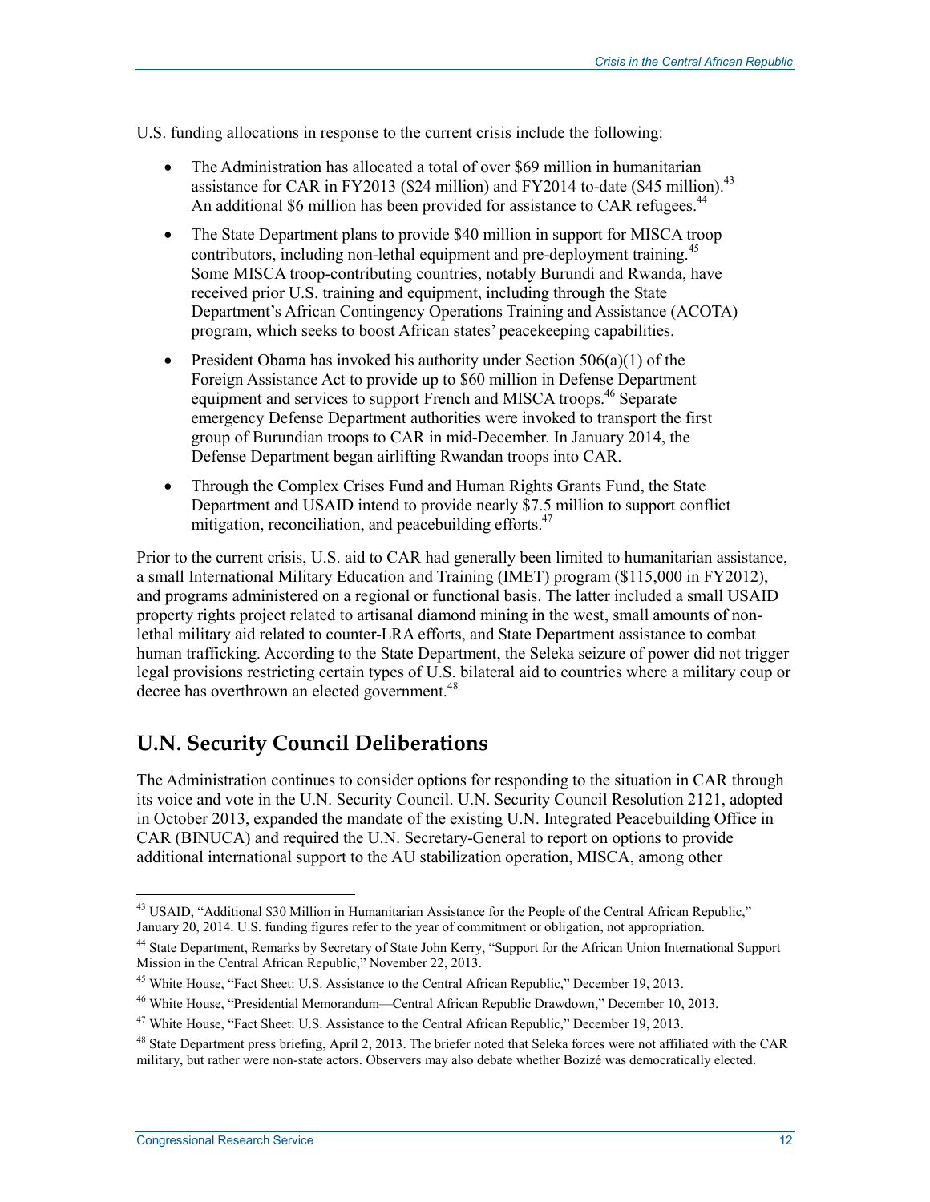U.S. funding allocations in response to the current crisis include the following:

- The Administration has allocated a total of over $69 million in humanitarian assistance for CAR in FY2013 ($24 million) and FY2014 to-date ($45 million).[43] An additional $6 million has been provided for assistance to CAR refugees.[44]
- The State Department plans to provide $40 million in support for MISCA troop contributors, including non-lethal equipment and pre-deployment training.[45] Some MISCA troop-contributing countries, notably Burundi and Rwanda, have received prior U.S. training and equipment, including through the State Department's African Contingency Operations Training and Assistance (ACOTA) program, which seeks to boost African states' peacekeeping capabilities.
- President Obama has invoked his authority under Section 506(a)(1) of the Foreign Assistance Act to provide up to $60 million in Defense Department equipment and services to support French and MISCA troops.[46] Separate emergency Defense Department authorities were invoked to transport the first group of Burundian troops to CAR in mid-December. In January 2014, the Defense Department began airlifting Rwandan troops into CAR.
- Through the Complex Crises Fund and Human Rights Grants Fund, the State Department and USAID intend to provide nearly $7.5 million to support conflict mitigation, reconciliation, and peacebuilding efforts.[47]

Prior to the current crisis, U.S. aid to CAR had generally been limited to humanitarian assistance, a small International Military Education and Training (IMET) program ($115,000 in FY2012), and programs administered on a regional or functional basis. The latter included a small USAID property rights project related to artisanal diamond mining in the west, small amounts of non-lethal military aid related to counter-LRA efforts, and State Department assistance to combat human trafficking. According to the State Department, the Seleka seizure of power did not trigger legal provisions restricting certain types of U.S. bilateral aid to countries where a military coup or decree has overthrown an elected government.[48]

## U.N. Security Council Deliberations

The Administration continues to consider options for responding to the situation in CAR through its voice and vote in the U.N. Security Council. U.N. Security Council Resolution 2121, adopted in October 2013, expanded the mandate of the existing U.N. Integrated Peacebuilding Office in CAR (BINUCA) and required the U.N. Secretary-General to report on options to provide additional international support to the AU stabilization operation, MISCA, among other

---

[43] USAID, "Additional $30 Million in Humanitarian Assistance for the People of the Central African Republic," January 20, 2014. U.S. funding figures refer to the year of commitment or obligation, not appropriation.

[44] State Department, Remarks by Secretary of State John Kerry, "Support for the African Union International Support Mission in the Central African Republic," November 22, 2013.

[45] White House, "Fact Sheet: U.S. Assistance to the Central African Republic," December 19, 2013.

[46] White House, "Presidential Memorandum—Central African Republic Drawdown," December 10, 2013.

[47] White House, "Fact Sheet: U.S. Assistance to the Central African Republic," December 19, 2013.

[48] State Department press briefing, April 2, 2013. The briefer noted that Seleka forces were not affiliated with the CAR military, but rather were non-state actors. Observers may also debate whether Bozizé was democratically elected.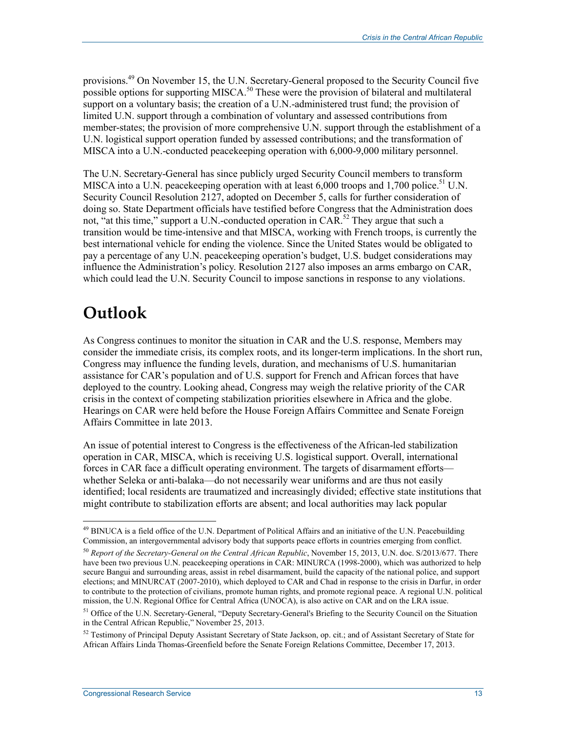provisions.[49] On November 15, the U.N. Secretary-General proposed to the Security Council five possible options for supporting MISCA.[50] These were the provision of bilateral and multilateral support on a voluntary basis; the creation of a U.N.-administered trust fund; the provision of limited U.N. support through a combination of voluntary and assessed contributions from member-states; the provision of more comprehensive U.N. support through the establishment of a U.N. logistical support operation funded by assessed contributions; and the transformation of MISCA into a U.N.-conducted peacekeeping operation with 6,000-9,000 military personnel.

The U.N. Secretary-General has since publicly urged Security Council members to transform MISCA into a U.N. peacekeeping operation with at least 6,000 troops and 1,700 police.[51] U.N. Security Council Resolution 2127, adopted on December 5, calls for further consideration of doing so. State Department officials have testified before Congress that the Administration does not, "at this time," support a U.N.-conducted operation in CAR.[52] They argue that such a transition would be time-intensive and that MISCA, working with French troops, is currently the best international vehicle for ending the violence. Since the United States would be obligated to pay a percentage of any U.N. peacekeeping operation's budget, U.S. budget considerations may influence the Administration's policy. Resolution 2127 also imposes an arms embargo on CAR, which could lead the U.N. Security Council to impose sanctions in response to any violations.

# Outlook

As Congress continues to monitor the situation in CAR and the U.S. response, Members may consider the immediate crisis, its complex roots, and its longer-term implications. In the short run, Congress may influence the funding levels, duration, and mechanisms of U.S. humanitarian assistance for CAR's population and of U.S. support for French and African forces that have deployed to the country. Looking ahead, Congress may weigh the relative priority of the CAR crisis in the context of competing stabilization priorities elsewhere in Africa and the globe. Hearings on CAR were held before the House Foreign Affairs Committee and Senate Foreign Affairs Committee in late 2013.

An issue of potential interest to Congress is the effectiveness of the African-led stabilization operation in CAR, MISCA, which is receiving U.S. logistical support. Overall, international forces in CAR face a difficult operating environment. The targets of disarmament efforts—whether Seleka or anti-balaka—do not necessarily wear uniforms and are thus not easily identified; local residents are traumatized and increasingly divided; effective state institutions that might contribute to stabilization efforts are absent; and local authorities may lack popular

---

[49] BINUCA is a field office of the U.N. Department of Political Affairs and an initiative of the U.N. Peacebuilding Commission, an intergovernmental advisory body that supports peace efforts in countries emerging from conflict.

[50] *Report of the Secretary-General on the Central African Republic*, November 15, 2013, U.N. doc. S/2013/677. There have been two previous U.N. peacekeeping operations in CAR: MINURCA (1998-2000), which was authorized to help secure Bangui and surrounding areas, assist in rebel disarmament, build the capacity of the national police, and support elections; and MINURCAT (2007-2010), which deployed to CAR and Chad in response to the crisis in Darfur, in order to contribute to the protection of civilians, promote human rights, and promote regional peace. A regional U.N. political mission, the U.N. Regional Office for Central Africa (UNOCA), is also active on CAR and on the LRA issue.

[51] Office of the U.N. Secretary-General, "Deputy Secretary-General's Briefing to the Security Council on the Situation in the Central African Republic," November 25, 2013.

[52] Testimony of Principal Deputy Assistant Secretary of State Jackson, op. cit.; and of Assistant Secretary of State for African Affairs Linda Thomas-Greenfield before the Senate Foreign Relations Committee, December 17, 2013.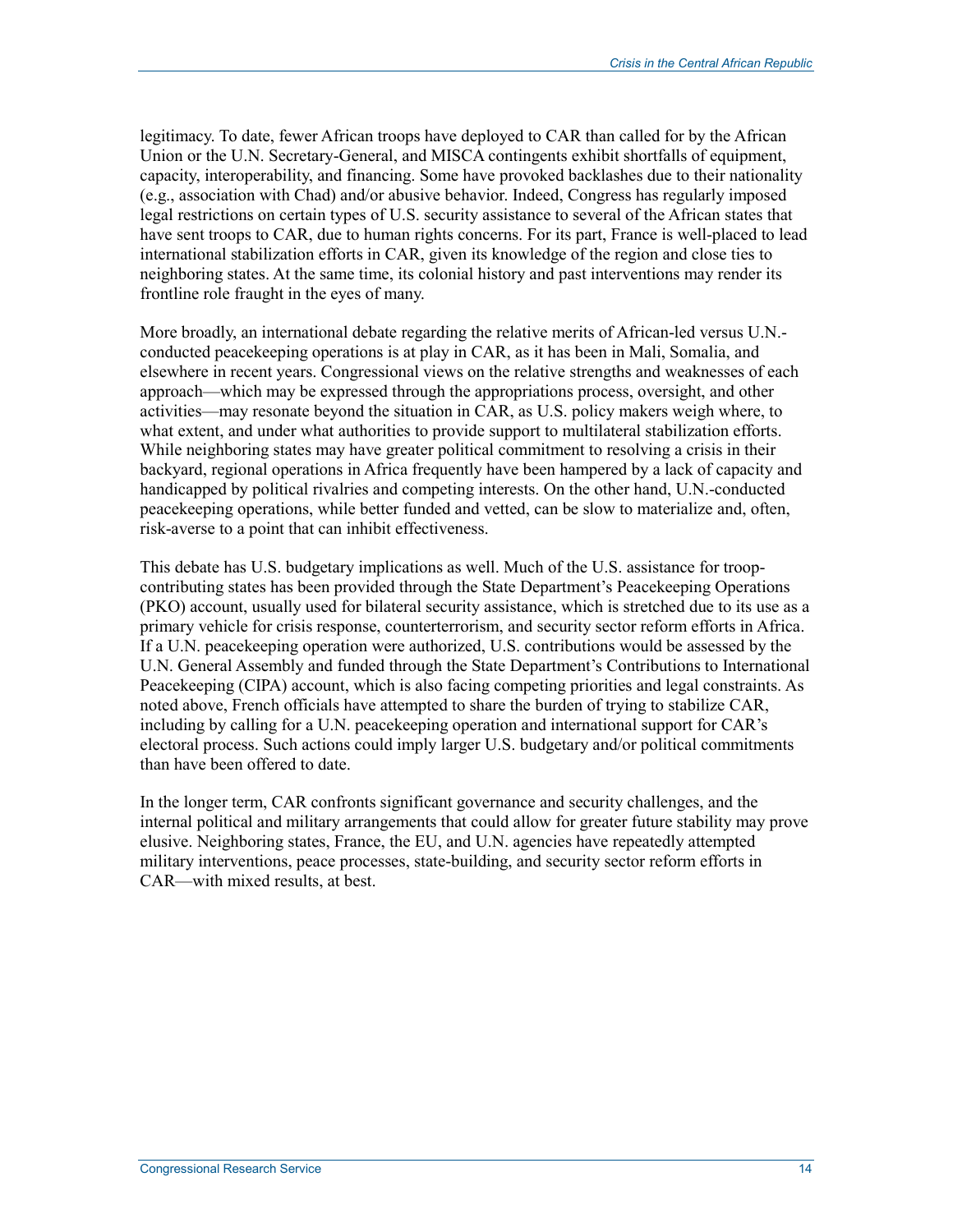legitimacy. To date, fewer African troops have deployed to CAR than called for by the African Union or the U.N. Secretary-General, and MISCA contingents exhibit shortfalls of equipment, capacity, interoperability, and financing. Some have provoked backlashes due to their nationality (e.g., association with Chad) and/or abusive behavior. Indeed, Congress has regularly imposed legal restrictions on certain types of U.S. security assistance to several of the African states that have sent troops to CAR, due to human rights concerns. For its part, France is well-placed to lead international stabilization efforts in CAR, given its knowledge of the region and close ties to neighboring states. At the same time, its colonial history and past interventions may render its frontline role fraught in the eyes of many.

More broadly, an international debate regarding the relative merits of African-led versus U.N.-conducted peacekeeping operations is at play in CAR, as it has been in Mali, Somalia, and elsewhere in recent years. Congressional views on the relative strengths and weaknesses of each approach—which may be expressed through the appropriations process, oversight, and other activities—may resonate beyond the situation in CAR, as U.S. policy makers weigh where, to what extent, and under what authorities to provide support to multilateral stabilization efforts. While neighboring states may have greater political commitment to resolving a crisis in their backyard, regional operations in Africa frequently have been hampered by a lack of capacity and handicapped by political rivalries and competing interests. On the other hand, U.N.-conducted peacekeeping operations, while better funded and vetted, can be slow to materialize and, often, risk-averse to a point that can inhibit effectiveness.

This debate has U.S. budgetary implications as well. Much of the U.S. assistance for troop-contributing states has been provided through the State Department's Peacekeeping Operations (PKO) account, usually used for bilateral security assistance, which is stretched due to its use as a primary vehicle for crisis response, counterterrorism, and security sector reform efforts in Africa. If a U.N. peacekeeping operation were authorized, U.S. contributions would be assessed by the U.N. General Assembly and funded through the State Department's Contributions to International Peacekeeping (CIPA) account, which is also facing competing priorities and legal constraints. As noted above, French officials have attempted to share the burden of trying to stabilize CAR, including by calling for a U.N. peacekeeping operation and international support for CAR's electoral process. Such actions could imply larger U.S. budgetary and/or political commitments than have been offered to date.

In the longer term, CAR confronts significant governance and security challenges, and the internal political and military arrangements that could allow for greater future stability may prove elusive. Neighboring states, France, the EU, and U.N. agencies have repeatedly attempted military interventions, peace processes, state-building, and security sector reform efforts in CAR—with mixed results, at best.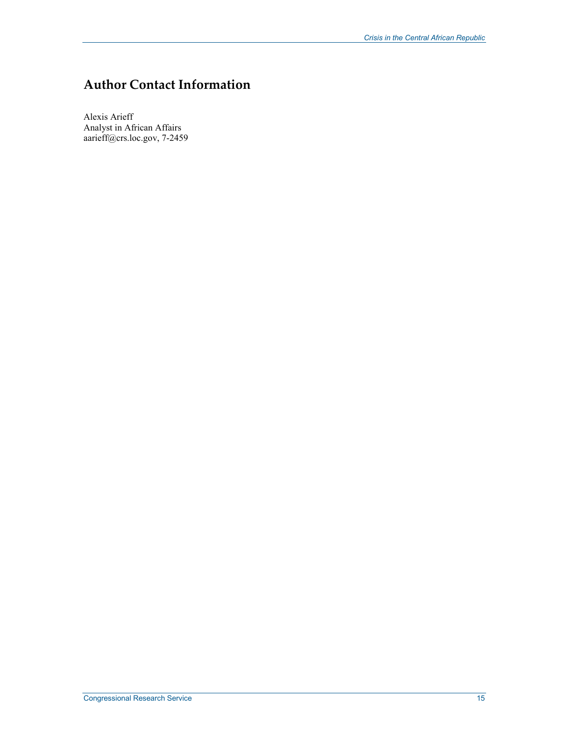## Author Contact Information

Alexis Arieff
Analyst in African Affairs
aarieff@crs.loc.gov, 7-2459